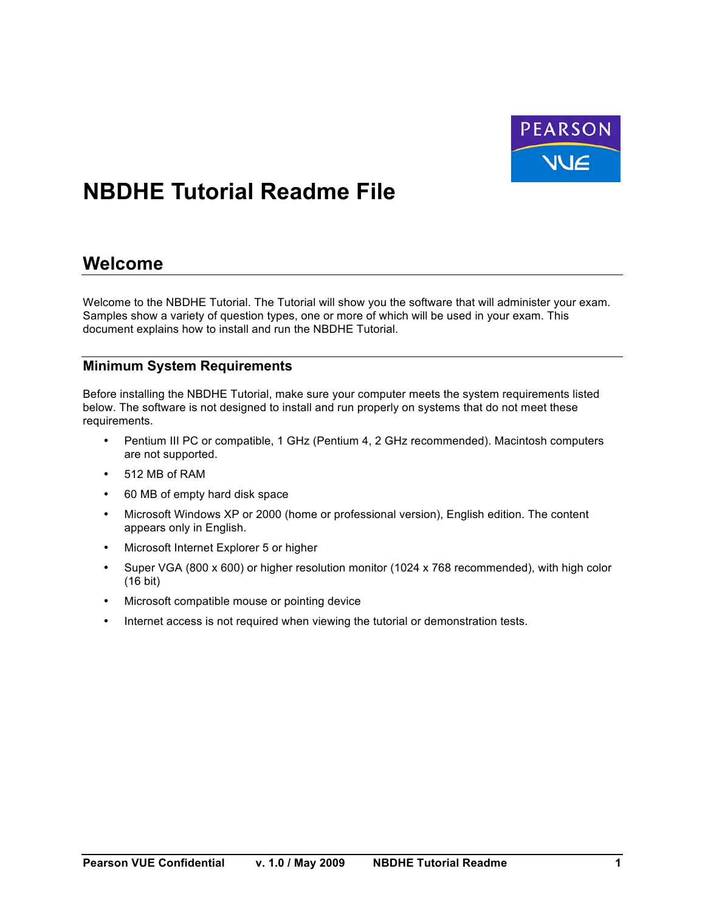# NBDHE Tutorial Readme File

## Welcome

Welcome to the NBDHE Tutorial. The Tutorial will show you the software that will administer your exam. Samples show a variety of question types, one or more of which will be used in your exam. This document explains how to install and run the NBDHE Tutorial.

### Minimum System Requirements

Before installing the NBDHE Tutorial, make sure your computer meets the system requirements listed below. The software is not designed to install and run properly on systems that do not meet these requirements.

- Pentium III PC or compatible, 1 GHz (Pentium 4, 2 GHz recommended). Macintosh computers are not supported.
- 512 MB of RAM
- 60 MB of empty hard disk space
- Microsoft Windows XP or 2000 (home or professional version), English edition. The content appears only in English.
- Microsoft Internet Explorer 5 or higher
- Super VGA (800 x 600) or higher resolution monitor (1024 x 768 recommended), with high color (16 bit)
- Microsoft compatible mouse or pointing device
- Internet access is not required when viewing the tutorial or demonstration tests.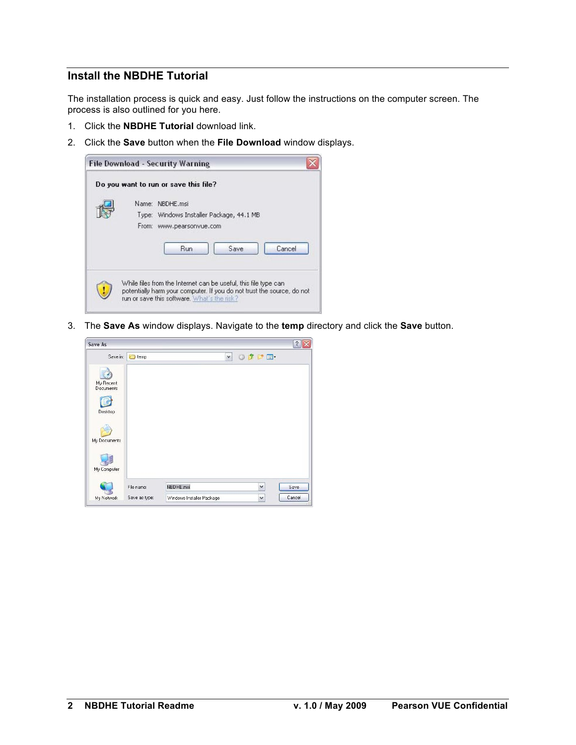## Install the NBDHE Tutorial

The installation process is quick and easy. Just follow the instructions on the computer screen. The process is also outlined for you here.

1. Click the **NBDHE Tutorial** download link.
2. Click the **Save** button when the **File Download** window displays.
3. The **Save As** window displays. Navigate to the **temp** directory and click the **Save** button.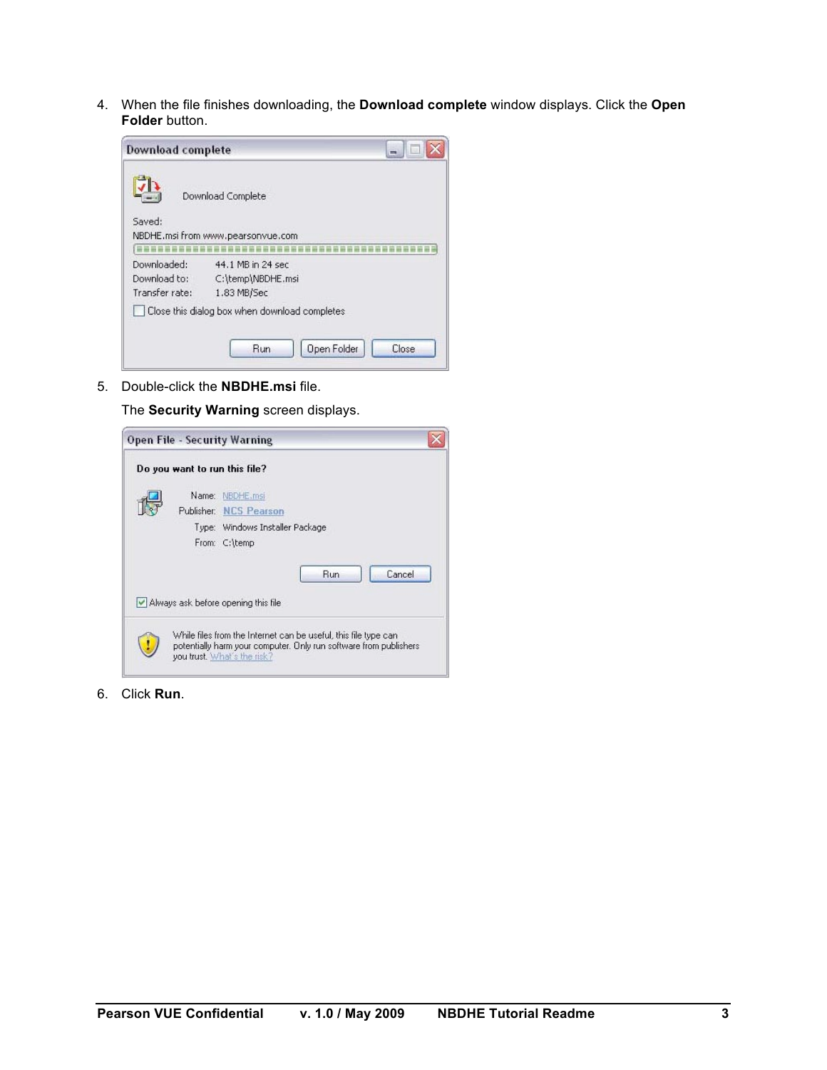4. When the file finishes downloading, the **Download complete** window displays. Click the **Open Folder** button.

5. Double-click the **NBDHE.msi** file.

   The **Security Warning** screen displays.

6. Click **Run**.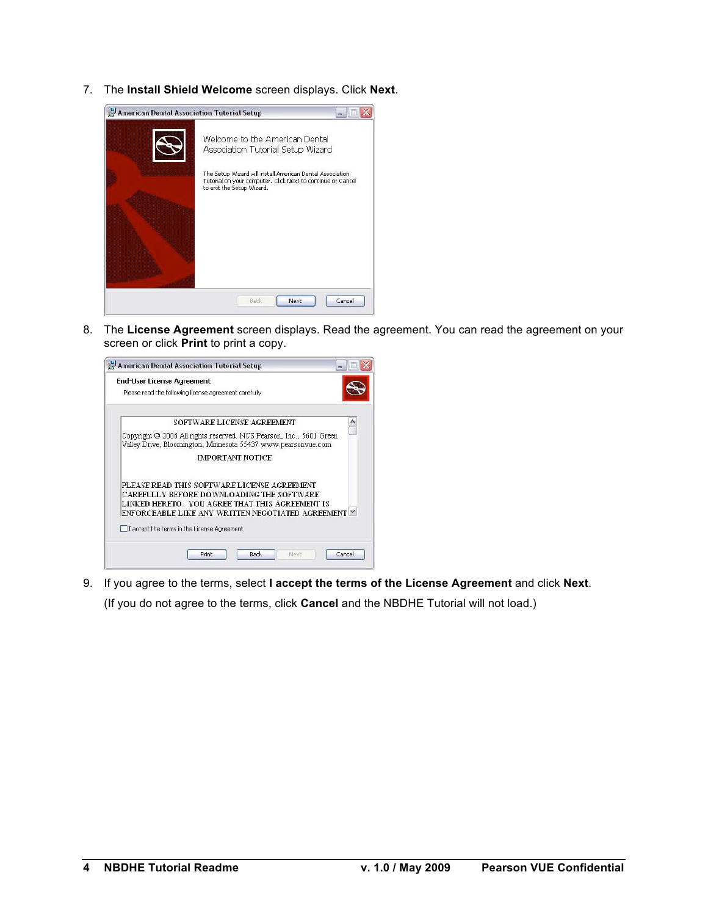7. The **Install Shield Welcome** screen displays. Click **Next**.

8. The **License Agreement** screen displays. Read the agreement. You can read the agreement on your screen or click **Print** to print a copy.

9. If you agree to the terms, select **I accept the terms of the License Agreement** and click **Next**.

   (If you do not agree to the terms, click **Cancel** and the NBDHE Tutorial will not load.)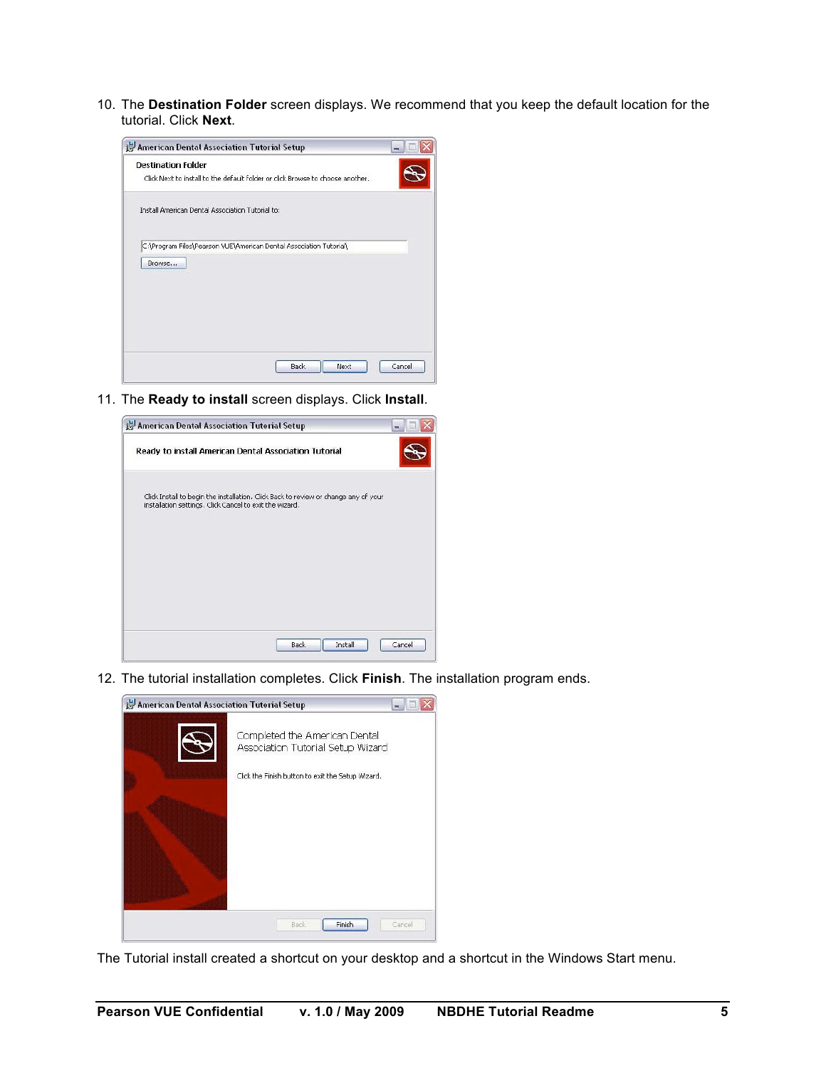10. The **Destination Folder** screen displays. We recommend that you keep the default location for the tutorial. Click **Next**.

11. The **Ready to install** screen displays. Click **Install**.

12. The tutorial installation completes. Click **Finish**. The installation program ends.

The Tutorial install created a shortcut on your desktop and a shortcut in the Windows Start menu.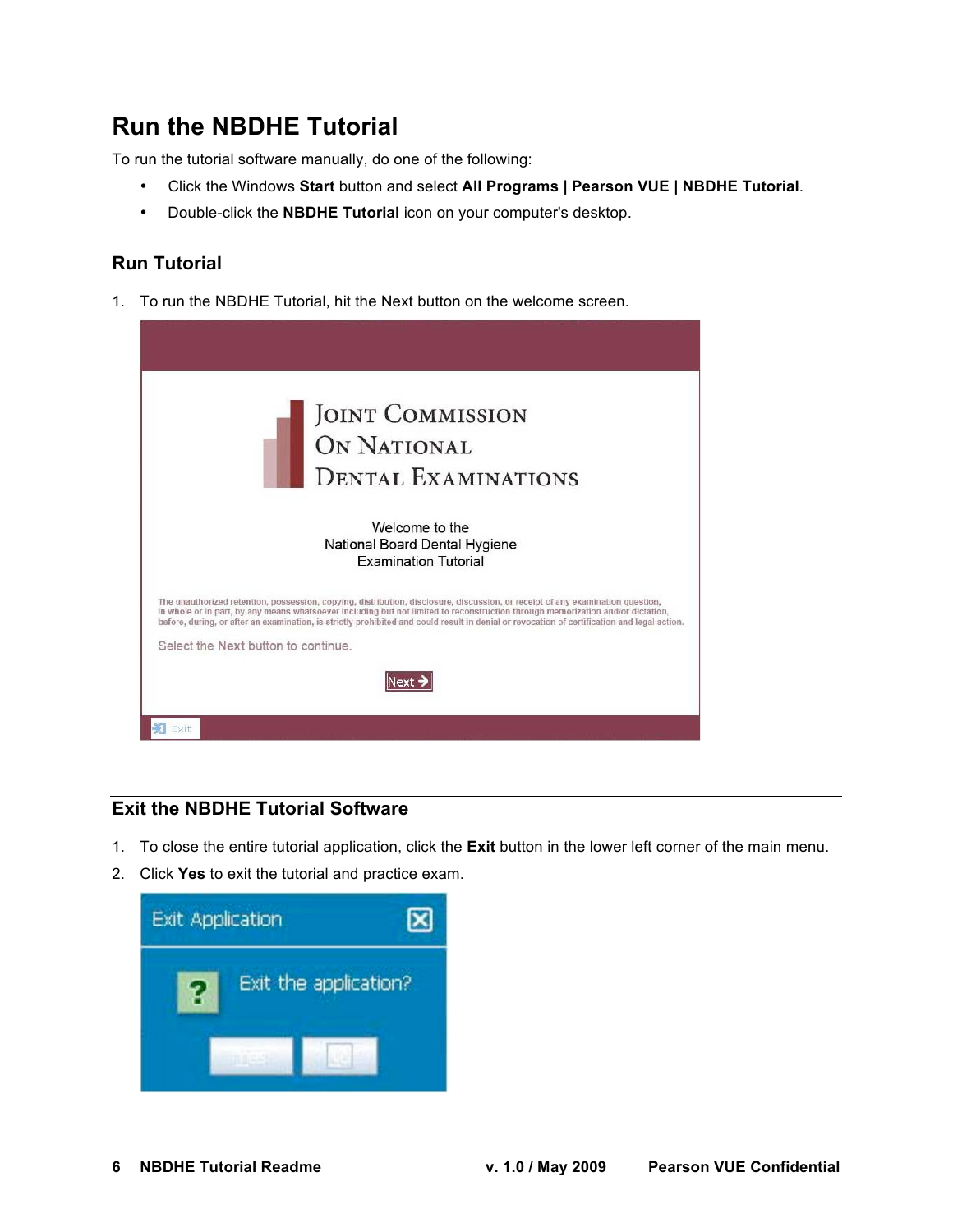# Run the NBDHE Tutorial

To run the tutorial software manually, do one of the following:

- Click the Windows **Start** button and select **All Programs | Pearson VUE | NBDHE Tutorial**.
- Double-click the **NBDHE Tutorial** icon on your computer's desktop.

## Run Tutorial

1. To run the NBDHE Tutorial, hit the Next button on the welcome screen.

## Exit the NBDHE Tutorial Software

1. To close the entire tutorial application, click the **Exit** button in the lower left corner of the main menu.
2. Click **Yes** to exit the tutorial and practice exam.